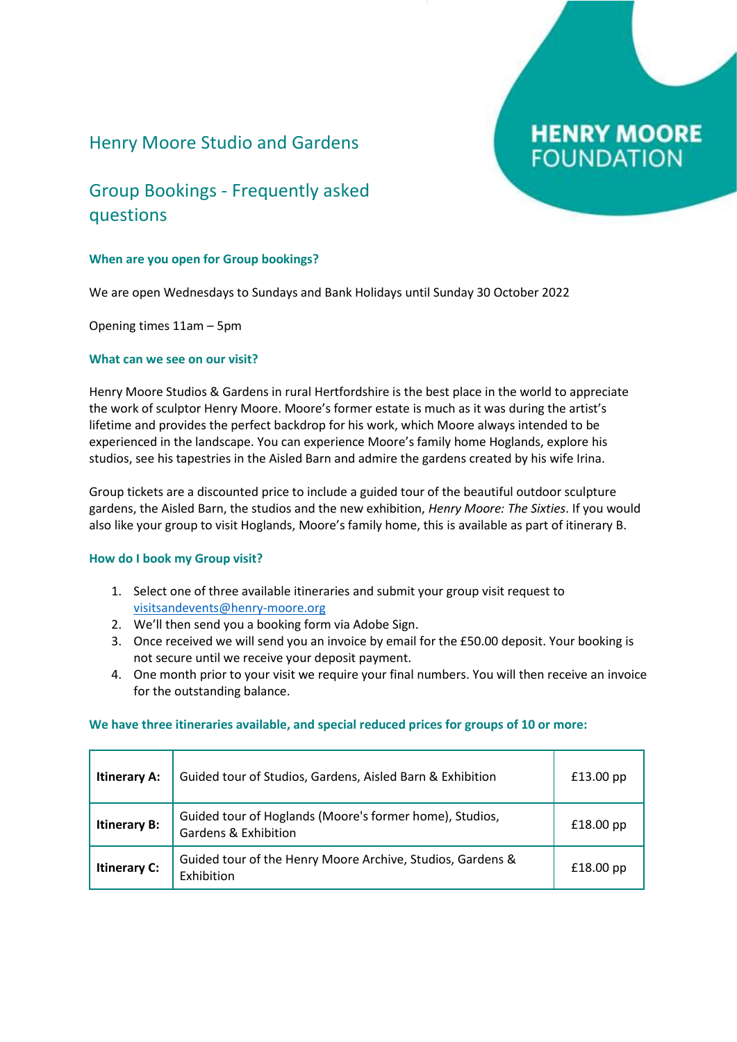HENRY MOORE FOUNDATION

# Henry Moore Studio and Gardens

## Group Bookings - Frequently asked questions

### When are you open for Group bookings?

We are open Wednesdays to Sundays and Bank Holidays until Sunday 30 October 2022

Opening times 11am – 5pm

### What can we see on our visit?

Henry Moore Studios & Gardens in rural Hertfordshire is the best place in the world to appreciate the work of sculptor Henry Moore. Moore's former estate is much as it was during the artist's lifetime and provides the perfect backdrop for his work, which Moore always intended to be experienced in the landscape. You can experience Moore's family home Hoglands, explore his studios, see his tapestries in the Aisled Barn and admire the gardens created by his wife Irina.

Group tickets are a discounted price to include a guided tour of the beautiful outdoor sculpture gardens, the Aisled Barn, the studios and the new exhibition, *Henry Moore: The Sixties*. If you would also like your group to visit Hoglands, Moore's family home, this is available as part of itinerary B.

### How do I book my Group visit?

1. Select one of three available itineraries and submit your group visit request to visitsandevents@henry-moore.org
2. We'll then send you a booking form via Adobe Sign.
3. Once received we will send you an invoice by email for the £50.00 deposit. Your booking is not secure until we receive your deposit payment.
4. One month prior to your visit we require your final numbers. You will then receive an invoice for the outstanding balance.

### We have three itineraries available, and special reduced prices for groups of 10 or more:

| | | |
|---|---|---|
| **Itinerary A:** | Guided tour of Studios, Gardens, Aisled Barn & Exhibition | £13.00 pp |
| **Itinerary B:** | Guided tour of Hoglands (Moore's former home), Studios, Gardens & Exhibition | £18.00 pp |
| **Itinerary C:** | Guided tour of the Henry Moore Archive, Studios, Gardens & Exhibition | £18.00 pp |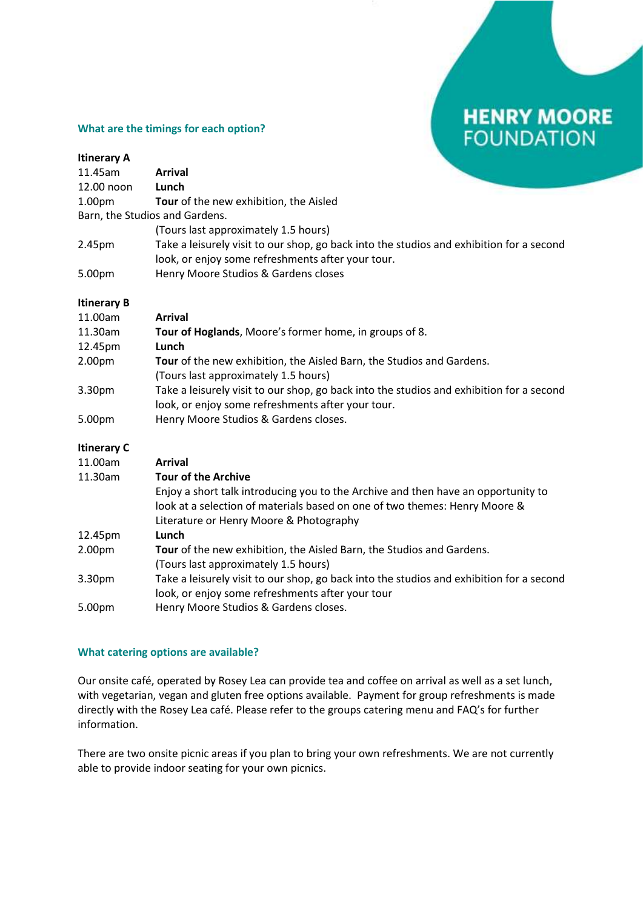## What are the timings for each option?

**Itinerary A**

| | |
|---|---|
| 11.45am | **Arrival** |
| 12.00 noon | **Lunch** |
| 1.00pm | **Tour** of the new exhibition, the Aisled Barn, the Studios and Gardens. (Tours last approximately 1.5 hours) |
| 2.45pm | Take a leisurely visit to our shop, go back into the studios and exhibition for a second look, or enjoy some refreshments after your tour. |
| 5.00pm | Henry Moore Studios & Gardens closes |

**Itinerary B**

| | |
|---|---|
| 11.00am | **Arrival** |
| 11.30am | **Tour of Hoglands**, Moore's former home, in groups of 8. |
| 12.45pm | **Lunch** |
| 2.00pm | **Tour** of the new exhibition, the Aisled Barn, the Studios and Gardens. (Tours last approximately 1.5 hours) |
| 3.30pm | Take a leisurely visit to our shop, go back into the studios and exhibition for a second look, or enjoy some refreshments after your tour. |
| 5.00pm | Henry Moore Studios & Gardens closes. |

**Itinerary C**

| | |
|---|---|
| 11.00am | **Arrival** |
| 11.30am | **Tour of the Archive** Enjoy a short talk introducing you to the Archive and then have an opportunity to look at a selection of materials based on one of two themes: Henry Moore & Literature or Henry Moore & Photography |
| 12.45pm | **Lunch** |
| 2.00pm | **Tour** of the new exhibition, the Aisled Barn, the Studios and Gardens. (Tours last approximately 1.5 hours) |
| 3.30pm | Take a leisurely visit to our shop, go back into the studios and exhibition for a second look, or enjoy some refreshments after your tour |
| 5.00pm | Henry Moore Studios & Gardens closes. |

## What catering options are available?

Our onsite café, operated by Rosey Lea can provide tea and coffee on arrival as well as a set lunch, with vegetarian, vegan and gluten free options available. Payment for group refreshments is made directly with the Rosey Lea café. Please refer to the groups catering menu and FAQ's for further information.

There are two onsite picnic areas if you plan to bring your own refreshments. We are not currently able to provide indoor seating for your own picnics.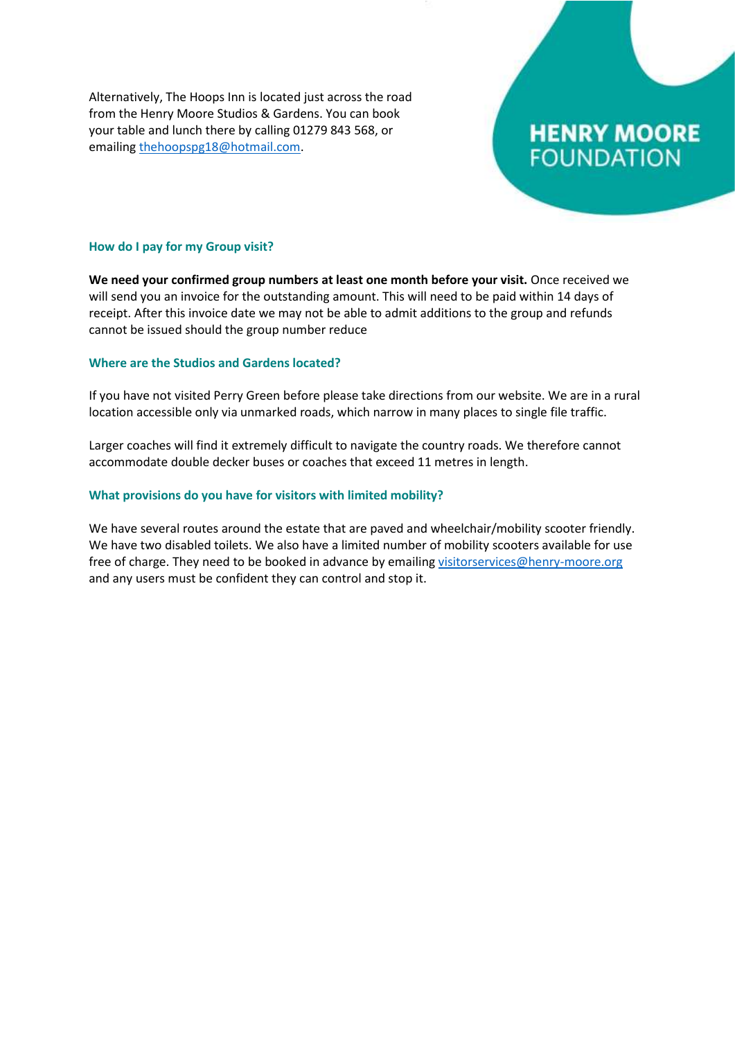Alternatively, The Hoops Inn is located just across the road from the Henry Moore Studios & Gardens. You can book your table and lunch there by calling 01279 843 568, or emailing thehoopspg18@hotmail.com.

HENRY MOORE FOUNDATION

### How do I pay for my Group visit?

**We need your confirmed group numbers at least one month before your visit.** Once received we will send you an invoice for the outstanding amount. This will need to be paid within 14 days of receipt. After this invoice date we may not be able to admit additions to the group and refunds cannot be issued should the group number reduce

### Where are the Studios and Gardens located?

If you have not visited Perry Green before please take directions from our website. We are in a rural location accessible only via unmarked roads, which narrow in many places to single file traffic.

Larger coaches will find it extremely difficult to navigate the country roads. We therefore cannot accommodate double decker buses or coaches that exceed 11 metres in length.

### What provisions do you have for visitors with limited mobility?

We have several routes around the estate that are paved and wheelchair/mobility scooter friendly. We have two disabled toilets. We also have a limited number of mobility scooters available for use free of charge. They need to be booked in advance by emailing visitorservices@henry-moore.org and any users must be confident they can control and stop it.